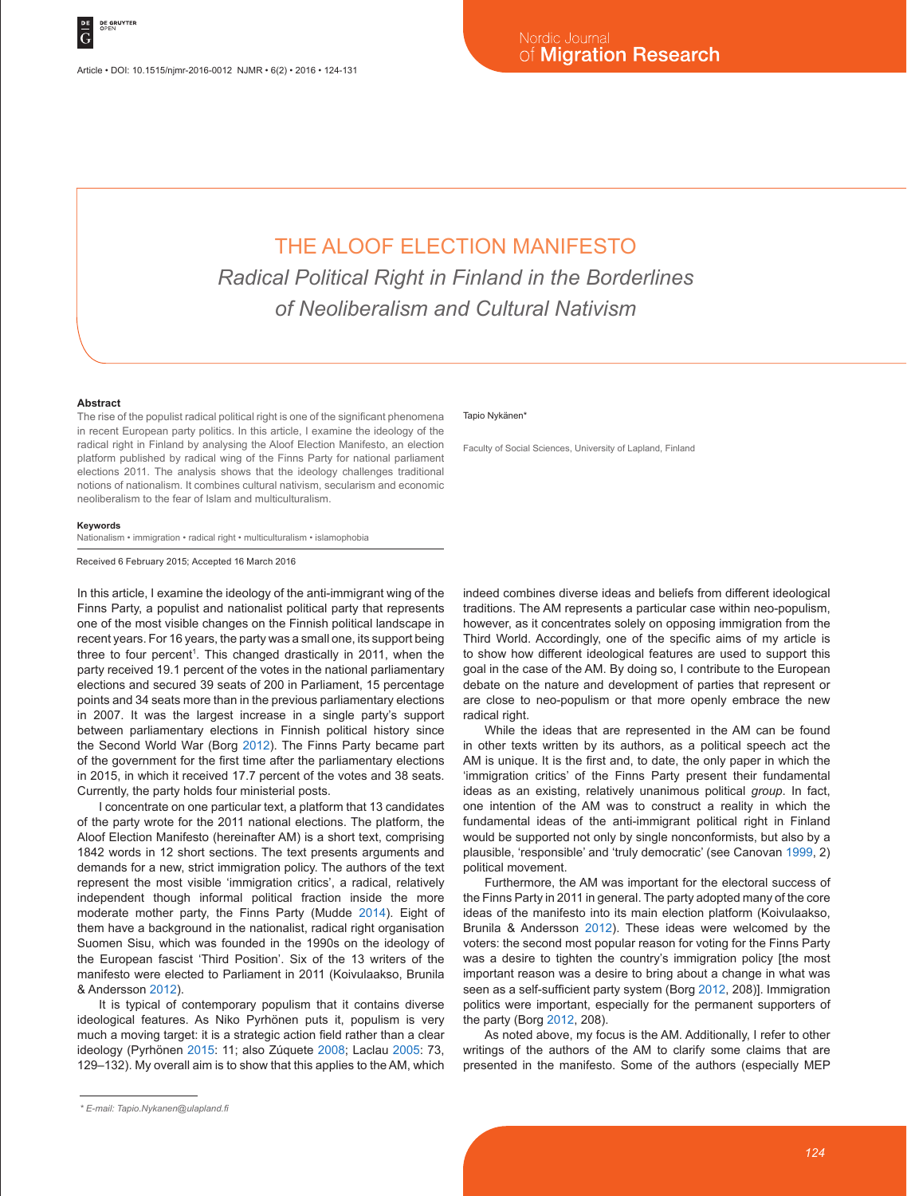# THE ALOOF ELECTION MANIFESTO

## *Radical Political Right in Finland in the Borderlines of Neoliberalism and Cultural Nativism*

### Abstract

The rise of the populist radical political right is one of the significant phenomena in recent European party politics. In this article, I examine the ideology of the radical right in Finland by analysing the Aloof Election Manifesto, an election platform published by radical wing of the Finns Party for national parliament elections 2011. The analysis shows that the ideology challenges traditional notions of nationalism. It combines cultural nativism, secularism and economic neoliberalism to the fear of Islam and multiculturalism.

Tapio Nykänen*

Faculty of Social Sciences, University of Lapland, Finland

### Keywords

Nationalism • immigration • radical right • multiculturalism • islamophobia

Received 6 February 2015; Accepted 16 March 2016

In this article, I examine the ideology of the anti-immigrant wing of the Finns Party, a populist and nationalist political party that represents one of the most visible changes on the Finnish political landscape in recent years. For 16 years, the party was a small one, its support being three to four percent[1]. This changed drastically in 2011, when the party received 19.1 percent of the votes in the national parliamentary elections and secured 39 seats of 200 in Parliament, 15 percentage points and 34 seats more than in the previous parliamentary elections in 2007. It was the largest increase in a single party's support between parliamentary elections in Finnish political history since the Second World War (Borg 2012). The Finns Party became part of the government for the first time after the parliamentary elections in 2015, in which it received 17.7 percent of the votes and 38 seats. Currently, the party holds four ministerial posts.

I concentrate on one particular text, a platform that 13 candidates of the party wrote for the 2011 national elections. The platform, the Aloof Election Manifesto (hereinafter AM) is a short text, comprising 1842 words in 12 short sections. The text presents arguments and demands for a new, strict immigration policy. The authors of the text represent the most visible 'immigration critics', a radical, relatively independent though informal political fraction inside the more moderate mother party, the Finns Party (Mudde 2014). Eight of them have a background in the nationalist, radical right organisation Suomen Sisu, which was founded in the 1990s on the ideology of the European fascist 'Third Position'. Six of the 13 writers of the manifesto were elected to Parliament in 2011 (Koivulaakso, Brunila & Andersson 2012).

It is typical of contemporary populism that it contains diverse ideological features. As Niko Pyrhönen puts it, populism is very much a moving target: it is a strategic action field rather than a clear ideology (Pyrhönen 2015: 11; also Zúquete 2008; Laclau 2005: 73, 129–132). My overall aim is to show that this applies to the AM, which indeed combines diverse ideas and beliefs from different ideological traditions. The AM represents a particular case within neo-populism, however, as it concentrates solely on opposing immigration from the Third World. Accordingly, one of the specific aims of my article is to show how different ideological features are used to support this goal in the case of the AM. By doing so, I contribute to the European debate on the nature and development of parties that represent or are close to neo-populism or that more openly embrace the new radical right.

While the ideas that are represented in the AM can be found in other texts written by its authors, as a political speech act the AM is unique. It is the first and, to date, the only paper in which the 'immigration critics' of the Finns Party present their fundamental ideas as an existing, relatively unanimous political *group*. In fact, one intention of the AM was to construct a reality in which the fundamental ideas of the anti-immigrant political right in Finland would be supported not only by single nonconformists, but also by a plausible, 'responsible' and 'truly democratic' (see Canovan 1999, 2) political movement.

Furthermore, the AM was important for the electoral success of the Finns Party in 2011 in general. The party adopted many of the core ideas of the manifesto into its main election platform (Koivulaakso, Brunila & Andersson 2012). These ideas were welcomed by the voters: the second most popular reason for voting for the Finns Party was a desire to tighten the country's immigration policy [the most important reason was a desire to bring about a change in what was seen as a self-sufficient party system (Borg 2012, 208)]. Immigration politics were important, especially for the permanent supporters of the party (Borg 2012, 208).

As noted above, my focus is the AM. Additionally, I refer to other writings of the authors of the AM to clarify some claims that are presented in the manifesto. Some of the authors (especially MEP

\* E-mail: Tapio.Nykanen@ulapland.fi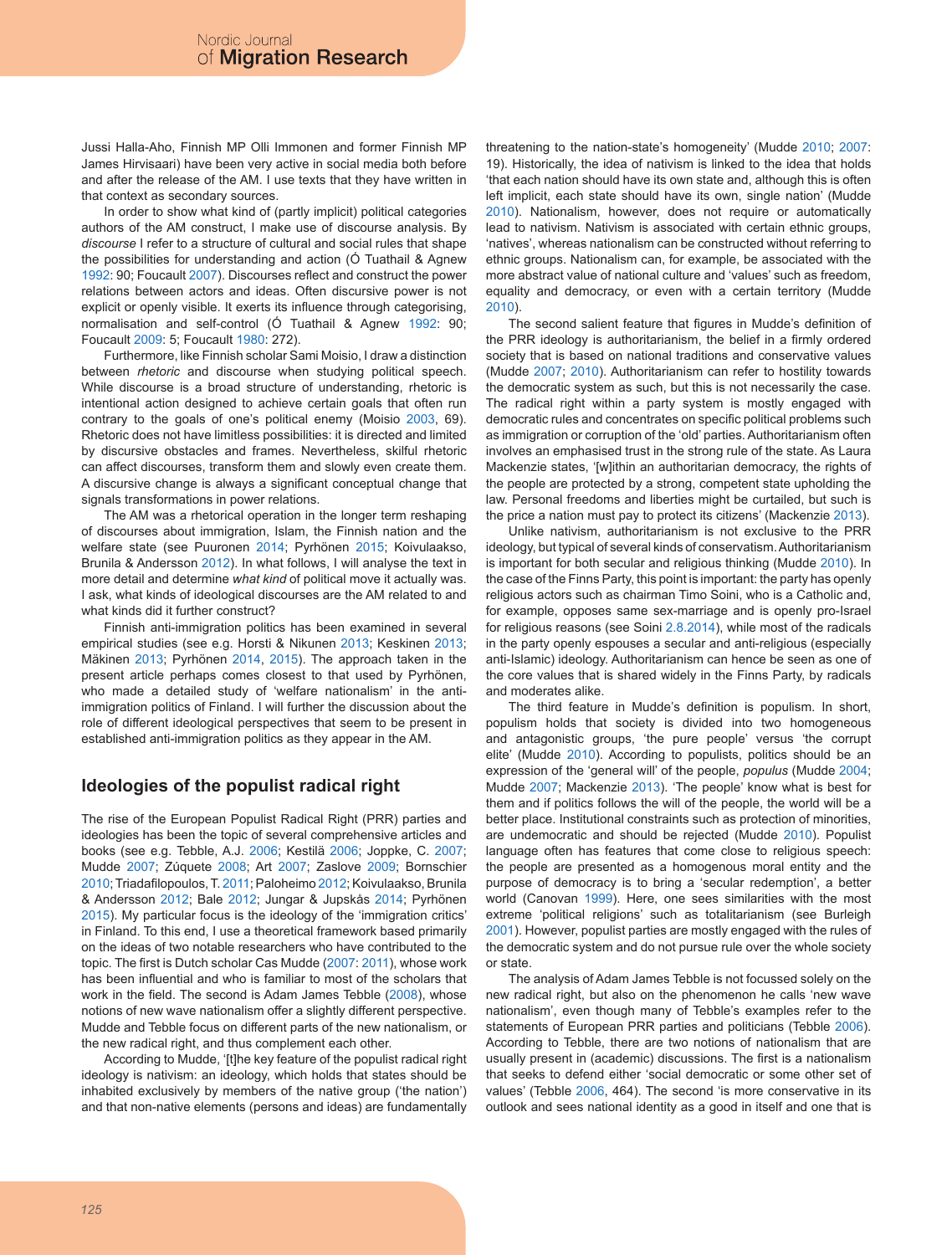Jussi Halla-Aho, Finnish MP Olli Immonen and former Finnish MP James Hirvisaari) have been very active in social media both before and after the release of the AM. I use texts that they have written in that context as secondary sources.

In order to show what kind of (partly implicit) political categories authors of the AM construct, I make use of discourse analysis. By *discourse* I refer to a structure of cultural and social rules that shape the possibilities for understanding and action (Ó Tuathail & Agnew 1992: 90; Foucault 2007). Discourses reflect and construct the power relations between actors and ideas. Often discursive power is not explicit or openly visible. It exerts its influence through categorising, normalisation and self-control (Ó Tuathail & Agnew 1992: 90; Foucault 2009: 5; Foucault 1980: 272).

Furthermore, like Finnish scholar Sami Moisio, I draw a distinction between *rhetoric* and discourse when studying political speech. While discourse is a broad structure of understanding, rhetoric is intentional action designed to achieve certain goals that often run contrary to the goals of one's political enemy (Moisio 2003, 69). Rhetoric does not have limitless possibilities: it is directed and limited by discursive obstacles and frames. Nevertheless, skilful rhetoric can affect discourses, transform them and slowly even create them. A discursive change is always a significant conceptual change that signals transformations in power relations.

The AM was a rhetorical operation in the longer term reshaping of discourses about immigration, Islam, the Finnish nation and the welfare state (see Puuronen 2014; Pyrhönen 2015; Koivulaakso, Brunila & Andersson 2012). In what follows, I will analyse the text in more detail and determine *what kind* of political move it actually was. I ask, what kinds of ideological discourses are the AM related to and what kinds did it further construct?

Finnish anti-immigration politics has been examined in several empirical studies (see e.g. Horsti & Nikunen 2013; Keskinen 2013; Mäkinen 2013; Pyrhönen 2014, 2015). The approach taken in the present article perhaps comes closest to that used by Pyrhönen, who made a detailed study of 'welfare nationalism' in the anti-immigration politics of Finland. I will further the discussion about the role of different ideological perspectives that seem to be present in established anti-immigration politics as they appear in the AM.

## Ideologies of the populist radical right

The rise of the European Populist Radical Right (PRR) parties and ideologies has been the topic of several comprehensive articles and books (see e.g. Tebble, A.J. 2006; Kestilä 2006; Joppke, C. 2007; Mudde 2007; Zúquete 2008; Art 2007; Zaslove 2009; Bornschier 2010; Triadafilopoulos, T. 2011; Paloheimo 2012; Koivulaakso, Brunila & Andersson 2012; Bale 2012; Jungar & Jupskås 2014; Pyrhönen 2015). My particular focus is the ideology of the 'immigration critics' in Finland. To this end, I use a theoretical framework based primarily on the ideas of two notable researchers who have contributed to the topic. The first is Dutch scholar Cas Mudde (2007: 2011), whose work has been influential and who is familiar to most of the scholars that work in the field. The second is Adam James Tebble (2008), whose notions of new wave nationalism offer a slightly different perspective. Mudde and Tebble focus on different parts of the new nationalism, or the new radical right, and thus complement each other.

According to Mudde, '[t]he key feature of the populist radical right ideology is nativism: an ideology, which holds that states should be inhabited exclusively by members of the native group ('the nation') and that non-native elements (persons and ideas) are fundamentally threatening to the nation-state's homogeneity' (Mudde 2010; 2007: 19). Historically, the idea of nativism is linked to the idea that holds 'that each nation should have its own state and, although this is often left implicit, each state should have its own, single nation' (Mudde 2010). Nationalism, however, does not require or automatically lead to nativism. Nativism is associated with certain ethnic groups, 'natives', whereas nationalism can be constructed without referring to ethnic groups. Nationalism can, for example, be associated with the more abstract value of national culture and 'values' such as freedom, equality and democracy, or even with a certain territory (Mudde 2010).

The second salient feature that figures in Mudde's definition of the PRR ideology is authoritarianism, the belief in a firmly ordered society that is based on national traditions and conservative values (Mudde 2007; 2010). Authoritarianism can refer to hostility towards the democratic system as such, but this is not necessarily the case. The radical right within a party system is mostly engaged with democratic rules and concentrates on specific political problems such as immigration or corruption of the 'old' parties. Authoritarianism often involves an emphasised trust in the strong rule of the state. As Laura Mackenzie states, '[w]ithin an authoritarian democracy, the rights of the people are protected by a strong, competent state upholding the law. Personal freedoms and liberties might be curtailed, but such is the price a nation must pay to protect its citizens' (Mackenzie 2013).

Unlike nativism, authoritarianism is not exclusive to the PRR ideology, but typical of several kinds of conservatism. Authoritarianism is important for both secular and religious thinking (Mudde 2010). In the case of the Finns Party, this point is important: the party has openly religious actors such as chairman Timo Soini, who is a Catholic and, for example, opposes same sex-marriage and is openly pro-Israel for religious reasons (see Soini 2.8.2014), while most of the radicals in the party openly espouses a secular and anti-religious (especially anti-Islamic) ideology. Authoritarianism can hence be seen as one of the core values that is shared widely in the Finns Party, by radicals and moderates alike.

The third feature in Mudde's definition is populism. In short, populism holds that society is divided into two homogeneous and antagonistic groups, 'the pure people' versus 'the corrupt elite' (Mudde 2010). According to populists, politics should be an expression of the 'general will' of the people, *populus* (Mudde 2004; Mudde 2007; Mackenzie 2013). 'The people' know what is best for them and if politics follows the will of the people, the world will be a better place. Institutional constraints such as protection of minorities, are undemocratic and should be rejected (Mudde 2010). Populist language often has features that come close to religious speech: the people are presented as a homogenous moral entity and the purpose of democracy is to bring a 'secular redemption', a better world (Canovan 1999). Here, one sees similarities with the most extreme 'political religions' such as totalitarianism (see Burleigh 2001). However, populist parties are mostly engaged with the rules of the democratic system and do not pursue rule over the whole society or state.

The analysis of Adam James Tebble is not focussed solely on the new radical right, but also on the phenomenon he calls 'new wave nationalism', even though many of Tebble's examples refer to the statements of European PRR parties and politicians (Tebble 2006). According to Tebble, there are two notions of nationalism that are usually present in (academic) discussions. The first is a nationalism that seeks to defend either 'social democratic or some other set of values' (Tebble 2006, 464). The second 'is more conservative in its outlook and sees national identity as a good in itself and one that is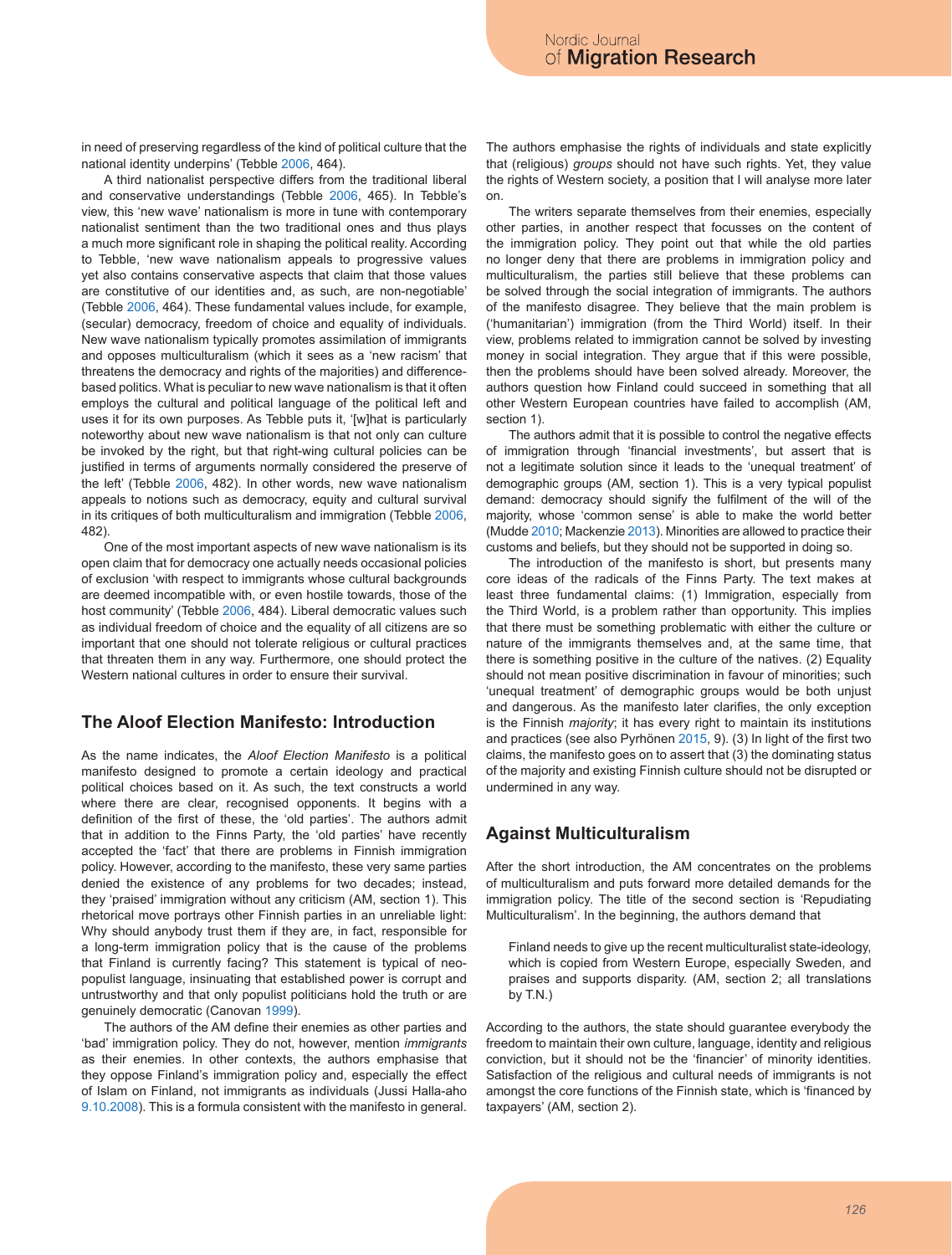in need of preserving regardless of the kind of political culture that the national identity underpins' (Tebble 2006, 464).

A third nationalist perspective differs from the traditional liberal and conservative understandings (Tebble 2006, 465). In Tebble's view, this 'new wave' nationalism is more in tune with contemporary nationalist sentiment than the two traditional ones and thus plays a much more significant role in shaping the political reality. According to Tebble, 'new wave nationalism appeals to progressive values yet also contains conservative aspects that claim that those values are constitutive of our identities and, as such, are non-negotiable' (Tebble 2006, 464). These fundamental values include, for example, (secular) democracy, freedom of choice and equality of individuals. New wave nationalism typically promotes assimilation of immigrants and opposes multiculturalism (which it sees as a 'new racism' that threatens the democracy and rights of the majorities) and difference-based politics. What is peculiar to new wave nationalism is that it often employs the cultural and political language of the political left and uses it for its own purposes. As Tebble puts it, '[w]hat is particularly noteworthy about new wave nationalism is that not only can culture be invoked by the right, but that right-wing cultural policies can be justified in terms of arguments normally considered the preserve of the left' (Tebble 2006, 482). In other words, new wave nationalism appeals to notions such as democracy, equity and cultural survival in its critiques of both multiculturalism and immigration (Tebble 2006, 482).

One of the most important aspects of new wave nationalism is its open claim that for democracy one actually needs occasional policies of exclusion 'with respect to immigrants whose cultural backgrounds are deemed incompatible with, or even hostile towards, those of the host community' (Tebble 2006, 484). Liberal democratic values such as individual freedom of choice and the equality of all citizens are so important that one should not tolerate religious or cultural practices that threaten them in any way. Furthermore, one should protect the Western national cultures in order to ensure their survival.

## The Aloof Election Manifesto: Introduction

As the name indicates, the *Aloof Election Manifesto* is a political manifesto designed to promote a certain ideology and practical political choices based on it. As such, the text constructs a world where there are clear, recognised opponents. It begins with a definition of the first of these, the 'old parties'. The authors admit that in addition to the Finns Party, the 'old parties' have recently accepted the 'fact' that there are problems in Finnish immigration policy. However, according to the manifesto, these very same parties denied the existence of any problems for two decades; instead, they 'praised' immigration without any criticism (AM, section 1). This rhetorical move portrays other Finnish parties in an unreliable light: Why should anybody trust them if they are, in fact, responsible for a long-term immigration policy that is the cause of the problems that Finland is currently facing? This statement is typical of neo-populist language, insinuating that established power is corrupt and untrustworthy and that only populist politicians hold the truth or are genuinely democratic (Canovan 1999).

The authors of the AM define their enemies as other parties and 'bad' immigration policy. They do not, however, mention *immigrants* as their enemies. In other contexts, the authors emphasise that they oppose Finland's immigration policy and, especially the effect of Islam on Finland, not immigrants as individuals (Jussi Halla-aho 9.10.2008). This is a formula consistent with the manifesto in general. The authors emphasise the rights of individuals and state explicitly that (religious) *groups* should not have such rights. Yet, they value the rights of Western society, a position that I will analyse more later on.

The writers separate themselves from their enemies, especially other parties, in another respect that focusses on the content of the immigration policy. They point out that while the old parties no longer deny that there are problems in immigration policy and multiculturalism, the parties still believe that these problems can be solved through the social integration of immigrants. The authors of the manifesto disagree. They believe that the main problem is ('humanitarian') immigration (from the Third World) itself. In their view, problems related to immigration cannot be solved by investing money in social integration. They argue that if this were possible, then the problems should have been solved already. Moreover, the authors question how Finland could succeed in something that all other Western European countries have failed to accomplish (AM, section 1).

The authors admit that it is possible to control the negative effects of immigration through 'financial investments', but assert that is not a legitimate solution since it leads to the 'unequal treatment' of demographic groups (AM, section 1). This is a very typical populist demand: democracy should signify the fulfilment of the will of the majority, whose 'common sense' is able to make the world better (Mudde 2010; Mackenzie 2013). Minorities are allowed to practice their customs and beliefs, but they should not be supported in doing so.

The introduction of the manifesto is short, but presents many core ideas of the radicals of the Finns Party. The text makes at least three fundamental claims: (1) Immigration, especially from the Third World, is a problem rather than opportunity. This implies that there must be something problematic with either the culture or nature of the immigrants themselves and, at the same time, that there is something positive in the culture of the natives. (2) Equality should not mean positive discrimination in favour of minorities; such 'unequal treatment' of demographic groups would be both unjust and dangerous. As the manifesto later clarifies, the only exception is the Finnish *majority*; it has every right to maintain its institutions and practices (see also Pyrhönen 2015, 9). (3) In light of the first two claims, the manifesto goes on to assert that (3) the dominating status of the majority and existing Finnish culture should not be disrupted or undermined in any way.

## Against Multiculturalism

After the short introduction, the AM concentrates on the problems of multiculturalism and puts forward more detailed demands for the immigration policy. The title of the second section is 'Repudiating Multiculturalism'. In the beginning, the authors demand that

> Finland needs to give up the recent multiculturalist state-ideology, which is copied from Western Europe, especially Sweden, and praises and supports disparity. (AM, section 2; all translations by T.N.)

According to the authors, the state should guarantee everybody the freedom to maintain their own culture, language, identity and religious conviction, but it should not be the 'financier' of minority identities. Satisfaction of the religious and cultural needs of immigrants is not amongst the core functions of the Finnish state, which is 'financed by taxpayers' (AM, section 2).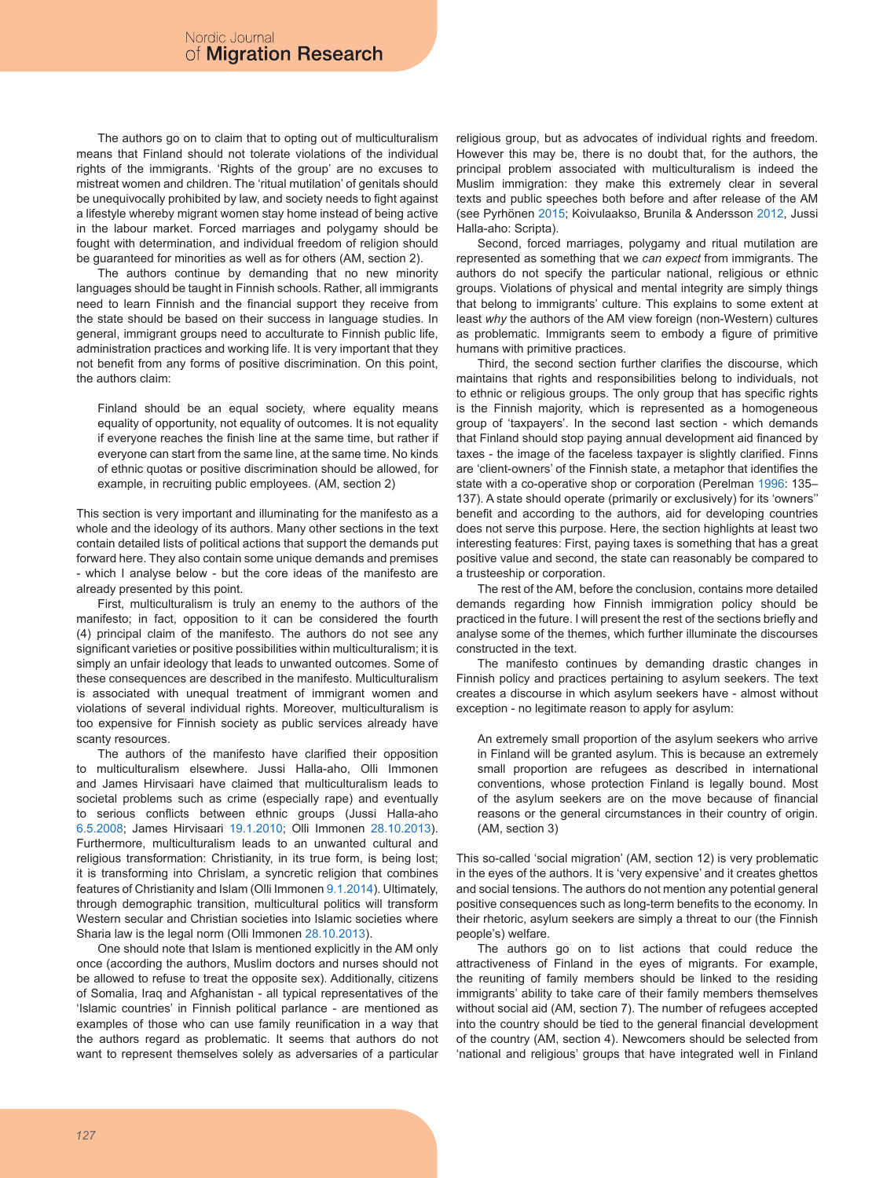The authors go on to claim that to opting out of multiculturalism means that Finland should not tolerate violations of the individual rights of the immigrants. 'Rights of the group' are no excuses to mistreat women and children. The 'ritual mutilation' of genitals should be unequivocally prohibited by law, and society needs to fight against a lifestyle whereby migrant women stay home instead of being active in the labour market. Forced marriages and polygamy should be fought with determination, and individual freedom of religion should be guaranteed for minorities as well as for others (AM, section 2).

The authors continue by demanding that no new minority languages should be taught in Finnish schools. Rather, all immigrants need to learn Finnish and the financial support they receive from the state should be based on their success in language studies. In general, immigrant groups need to acculturate to Finnish public life, administration practices and working life. It is very important that they not benefit from any forms of positive discrimination. On this point, the authors claim:

> Finland should be an equal society, where equality means equality of opportunity, not equality of outcomes. It is not equality if everyone reaches the finish line at the same time, but rather if everyone can start from the same line, at the same time. No kinds of ethnic quotas or positive discrimination should be allowed, for example, in recruiting public employees. (AM, section 2)

This section is very important and illuminating for the manifesto as a whole and the ideology of its authors. Many other sections in the text contain detailed lists of political actions that support the demands put forward here. They also contain some unique demands and premises - which I analyse below - but the core ideas of the manifesto are already presented by this point.

First, multiculturalism is truly an enemy to the authors of the manifesto; in fact, opposition to it can be considered the fourth (4) principal claim of the manifesto. The authors do not see any significant varieties or positive possibilities within multiculturalism; it is simply an unfair ideology that leads to unwanted outcomes. Some of these consequences are described in the manifesto. Multiculturalism is associated with unequal treatment of immigrant women and violations of several individual rights. Moreover, multiculturalism is too expensive for Finnish society as public services already have scanty resources.

The authors of the manifesto have clarified their opposition to multiculturalism elsewhere. Jussi Halla-aho, Olli Immonen and James Hirvisaari have claimed that multiculturalism leads to societal problems such as crime (especially rape) and eventually to serious conflicts between ethnic groups (Jussi Halla-aho 6.5.2008; James Hirvisaari 19.1.2010; Olli Immonen 28.10.2013). Furthermore, multiculturalism leads to an unwanted cultural and religious transformation: Christianity, in its true form, is being lost; it is transforming into Chrislam, a syncretic religion that combines features of Christianity and Islam (Olli Immonen 9.1.2014). Ultimately, through demographic transition, multicultural politics will transform Western secular and Christian societies into Islamic societies where Sharia law is the legal norm (Olli Immonen 28.10.2013).

One should note that Islam is mentioned explicitly in the AM only once (according the authors, Muslim doctors and nurses should not be allowed to refuse to treat the opposite sex). Additionally, citizens of Somalia, Iraq and Afghanistan - all typical representatives of the 'Islamic countries' in Finnish political parlance - are mentioned as examples of those who can use family reunification in a way that the authors regard as problematic. It seems that authors do not want to represent themselves solely as adversaries of a particular religious group, but as advocates of individual rights and freedom. However this may be, there is no doubt that, for the authors, the principal problem associated with multiculturalism is indeed the Muslim immigration: they make this extremely clear in several texts and public speeches both before and after release of the AM (see Pyrhönen 2015; Koivulaakso, Brunila & Andersson 2012, Jussi Halla-aho: Scripta).

Second, forced marriages, polygamy and ritual mutilation are represented as something that we *can expect* from immigrants. The authors do not specify the particular national, religious or ethnic groups. Violations of physical and mental integrity are simply things that belong to immigrants' culture. This explains to some extent at least *why* the authors of the AM view foreign (non-Western) cultures as problematic. Immigrants seem to embody a figure of primitive humans with primitive practices.

Third, the second section further clarifies the discourse, which maintains that rights and responsibilities belong to individuals, not to ethnic or religious groups. The only group that has specific rights is the Finnish majority, which is represented as a homogeneous group of 'taxpayers'. In the second last section - which demands that Finland should stop paying annual development aid financed by taxes - the image of the faceless taxpayer is slightly clarified. Finns are 'client-owners' of the Finnish state, a metaphor that identifies the state with a co-operative shop or corporation (Perelman 1996: 135–137). A state should operate (primarily or exclusively) for its 'owners'' benefit and according to the authors, aid for developing countries does not serve this purpose. Here, the section highlights at least two interesting features: First, paying taxes is something that has a great positive value and second, the state can reasonably be compared to a trusteeship or corporation.

The rest of the AM, before the conclusion, contains more detailed demands regarding how Finnish immigration policy should be practiced in the future. I will present the rest of the sections briefly and analyse some of the themes, which further illuminate the discourses constructed in the text.

The manifesto continues by demanding drastic changes in Finnish policy and practices pertaining to asylum seekers. The text creates a discourse in which asylum seekers have - almost without exception - no legitimate reason to apply for asylum:

> An extremely small proportion of the asylum seekers who arrive in Finland will be granted asylum. This is because an extremely small proportion are refugees as described in international conventions, whose protection Finland is legally bound. Most of the asylum seekers are on the move because of financial reasons or the general circumstances in their country of origin. (AM, section 3)

This so-called 'social migration' (AM, section 12) is very problematic in the eyes of the authors. It is 'very expensive' and it creates ghettos and social tensions. The authors do not mention any potential general positive consequences such as long-term benefits to the economy. In their rhetoric, asylum seekers are simply a threat to our (the Finnish people's) welfare.

The authors go on to list actions that could reduce the attractiveness of Finland in the eyes of migrants. For example, the reuniting of family members should be linked to the residing immigrants' ability to take care of their family members themselves without social aid (AM, section 7). The number of refugees accepted into the country should be tied to the general financial development of the country (AM, section 4). Newcomers should be selected from 'national and religious' groups that have integrated well in Finland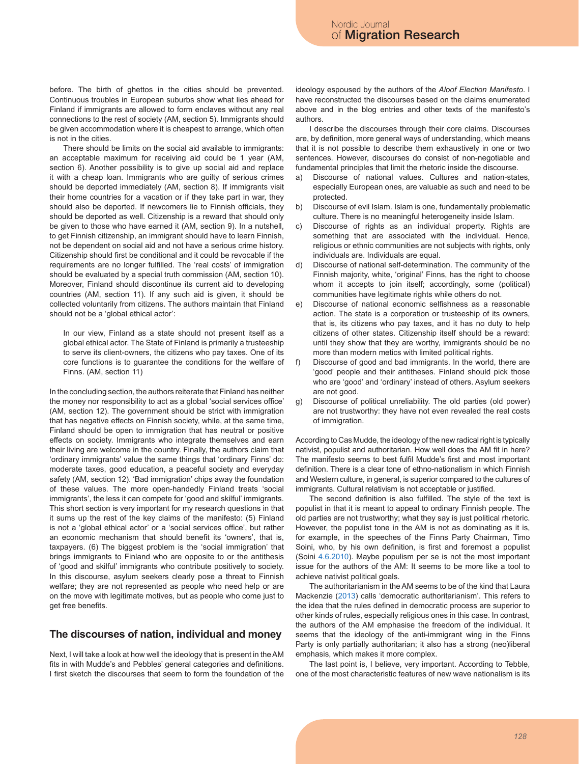before. The birth of ghettos in the cities should be prevented. Continuous troubles in European suburbs show what lies ahead for Finland if immigrants are allowed to form enclaves without any real connections to the rest of society (AM, section 5). Immigrants should be given accommodation where it is cheapest to arrange, which often is not in the cities.

There should be limits on the social aid available to immigrants: an acceptable maximum for receiving aid could be 1 year (AM, section 6). Another possibility is to give up social aid and replace it with a cheap loan. Immigrants who are guilty of serious crimes should be deported immediately (AM, section 8). If immigrants visit their home countries for a vacation or if they take part in war, they should also be deported. If newcomers lie to Finnish officials, they should be deported as well. Citizenship is a reward that should only be given to those who have earned it (AM, section 9). In a nutshell, to get Finnish citizenship, an immigrant should have to learn Finnish, not be dependent on social aid and not have a serious crime history. Citizenship should first be conditional and it could be revocable if the requirements are no longer fulfilled. The 'real costs' of immigration should be evaluated by a special truth commission (AM, section 10). Moreover, Finland should discontinue its current aid to developing countries (AM, section 11). If any such aid is given, it should be collected voluntarily from citizens. The authors maintain that Finland should not be a 'global ethical actor':

> In our view, Finland as a state should not present itself as a global ethical actor. The State of Finland is primarily a trusteeship to serve its client-owners, the citizens who pay taxes. One of its core functions is to guarantee the conditions for the welfare of Finns. (AM, section 11)

In the concluding section, the authors reiterate that Finland has neither the money nor responsibility to act as a global 'social services office' (AM, section 12). The government should be strict with immigration that has negative effects on Finnish society, while, at the same time, Finland should be open to immigration that has neutral or positive effects on society. Immigrants who integrate themselves and earn their living are welcome in the country. Finally, the authors claim that 'ordinary immigrants' value the same things that 'ordinary Finns' do: moderate taxes, good education, a peaceful society and everyday safety (AM, section 12). 'Bad immigration' chips away the foundation of these values. The more open-handedly Finland treats 'social immigrants', the less it can compete for 'good and skilful' immigrants. This short section is very important for my research questions in that it sums up the rest of the key claims of the manifesto: (5) Finland is not a 'global ethical actor' or a 'social services office', but rather an economic mechanism that should benefit its 'owners', that is, taxpayers. (6) The biggest problem is the 'social immigration' that brings immigrants to Finland who are opposite to or the antithesis of 'good and skilful' immigrants who contribute positively to society. In this discourse, asylum seekers clearly pose a threat to Finnish welfare; they are not represented as people who need help or are on the move with legitimate motives, but as people who come just to get free benefits.

## The discourses of nation, individual and money

Next, I will take a look at how well the ideology that is present in the AM fits in with Mudde's and Pebbles' general categories and definitions. I first sketch the discourses that seem to form the foundation of the ideology espoused by the authors of the *Aloof Election Manifesto*. I have reconstructed the discourses based on the claims enumerated above and in the blog entries and other texts of the manifesto's authors.

I describe the discourses through their core claims. Discourses are, by definition, more general ways of understanding, which means that it is not possible to describe them exhaustively in one or two sentences. However, discourses do consist of non-negotiable and fundamental principles that limit the rhetoric inside the discourse.

a) Discourse of national values. Cultures and nation-states, especially European ones, are valuable as such and need to be protected.
b) Discourse of evil Islam. Islam is one, fundamentally problematic culture. There is no meaningful heterogeneity inside Islam.
c) Discourse of rights as an individual property. Rights are something that are associated with the individual. Hence, religious or ethnic communities are not subjects with rights, only individuals are. Individuals are equal.
d) Discourse of national self-determination. The community of the Finnish majority, white, 'original' Finns, has the right to choose whom it accepts to join itself; accordingly, some (political) communities have legitimate rights while others do not.
e) Discourse of national economic selfishness as a reasonable action. The state is a corporation or trusteeship of its owners, that is, its citizens who pay taxes, and it has no duty to help citizens of other states. Citizenship itself should be a reward: until they show that they are worthy, immigrants should be no more than modern metics with limited political rights.
f) Discourse of good and bad immigrants. In the world, there are 'good' people and their antitheses. Finland should pick those who are 'good' and 'ordinary' instead of others. Asylum seekers are not good.
g) Discourse of political unreliability. The old parties (old power) are not trustworthy: they have not even revealed the real costs of immigration.

According to Cas Mudde, the ideology of the new radical right is typically nativist, populist and authoritarian. How well does the AM fit in here? The manifesto seems to best fulfil Mudde's first and most important definition. There is a clear tone of ethno-nationalism in which Finnish and Western culture, in general, is superior compared to the cultures of immigrants. Cultural relativism is not acceptable or justified.

The second definition is also fulfilled. The style of the text is populist in that it is meant to appeal to ordinary Finnish people. The old parties are not trustworthy; what they say is just political rhetoric. However, the populist tone in the AM is not as dominating as it is, for example, in the speeches of the Finns Party Chairman, Timo Soini, who, by his own definition, is first and foremost a populist (Soini 4.6.2010). Maybe populism per se is not the most important issue for the authors of the AM: It seems to be more like a tool to achieve nativist political goals.

The authoritarianism in the AM seems to be of the kind that Laura Mackenzie (2013) calls 'democratic authoritarianism'. This refers to the idea that the rules defined in democratic process are superior to other kinds of rules, especially religious ones in this case. In contrast, the authors of the AM emphasise the freedom of the individual. It seems that the ideology of the anti-immigrant wing in the Finns Party is only partially authoritarian; it also has a strong (neo)liberal emphasis, which makes it more complex.

The last point is, I believe, very important. According to Tebble, one of the most characteristic features of new wave nationalism is its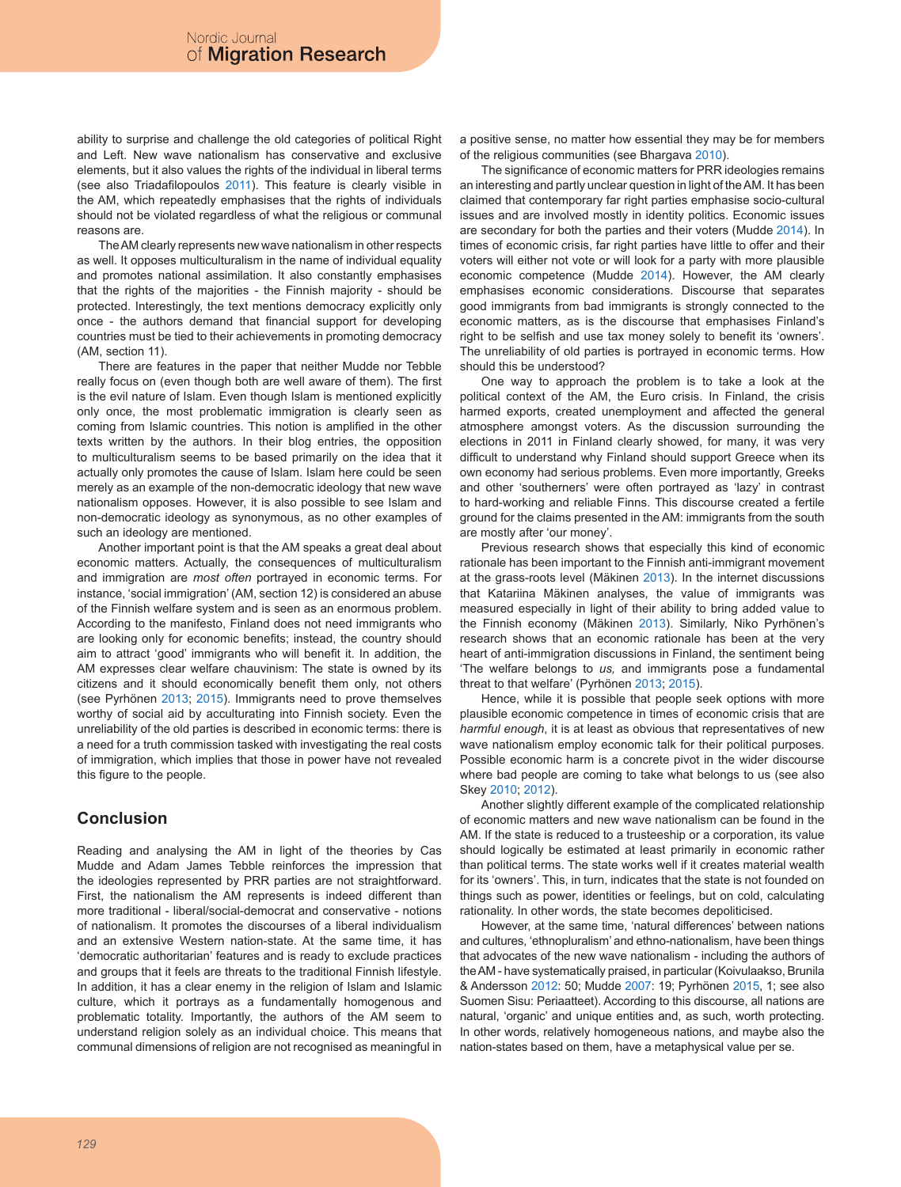ability to surprise and challenge the old categories of political Right and Left. New wave nationalism has conservative and exclusive elements, but it also values the rights of the individual in liberal terms (see also Triadafilopoulos 2011). This feature is clearly visible in the AM, which repeatedly emphasises that the rights of individuals should not be violated regardless of what the religious or communal reasons are.

The AM clearly represents new wave nationalism in other respects as well. It opposes multiculturalism in the name of individual equality and promotes national assimilation. It also constantly emphasises that the rights of the majorities - the Finnish majority - should be protected. Interestingly, the text mentions democracy explicitly only once - the authors demand that financial support for developing countries must be tied to their achievements in promoting democracy (AM, section 11).

There are features in the paper that neither Mudde nor Tebble really focus on (even though both are well aware of them). The first is the evil nature of Islam. Even though Islam is mentioned explicitly only once, the most problematic immigration is clearly seen as coming from Islamic countries. This notion is amplified in the other texts written by the authors. In their blog entries, the opposition to multiculturalism seems to be based primarily on the idea that it actually only promotes the cause of Islam. Islam here could be seen merely as an example of the non-democratic ideology that new wave nationalism opposes. However, it is also possible to see Islam and non-democratic ideology as synonymous, as no other examples of such an ideology are mentioned.

Another important point is that the AM speaks a great deal about economic matters. Actually, the consequences of multiculturalism and immigration are *most often* portrayed in economic terms. For instance, 'social immigration' (AM, section 12) is considered an abuse of the Finnish welfare system and is seen as an enormous problem. According to the manifesto, Finland does not need immigrants who are looking only for economic benefits; instead, the country should aim to attract 'good' immigrants who will benefit it. In addition, the AM expresses clear welfare chauvinism: The state is owned by its citizens and it should economically benefit them only, not others (see Pyrhönen 2013; 2015). Immigrants need to prove themselves worthy of social aid by acculturating into Finnish society. Even the unreliability of the old parties is described in economic terms: there is a need for a truth commission tasked with investigating the real costs of immigration, which implies that those in power have not revealed this figure to the people.

## Conclusion

Reading and analysing the AM in light of the theories by Cas Mudde and Adam James Tebble reinforces the impression that the ideologies represented by PRR parties are not straightforward. First, the nationalism the AM represents is indeed different than more traditional - liberal/social-democrat and conservative - notions of nationalism. It promotes the discourses of a liberal individualism and an extensive Western nation-state. At the same time, it has 'democratic authoritarian' features and is ready to exclude practices and groups that it feels are threats to the traditional Finnish lifestyle. In addition, it has a clear enemy in the religion of Islam and Islamic culture, which it portrays as a fundamentally homogenous and problematic totality. Importantly, the authors of the AM seem to understand religion solely as an individual choice. This means that communal dimensions of religion are not recognised as meaningful in a positive sense, no matter how essential they may be for members of the religious communities (see Bhargava 2010).

The significance of economic matters for PRR ideologies remains an interesting and partly unclear question in light of the AM. It has been claimed that contemporary far right parties emphasise socio-cultural issues and are involved mostly in identity politics. Economic issues are secondary for both the parties and their voters (Mudde 2014). In times of economic crisis, far right parties have little to offer and their voters will either not vote or will look for a party with more plausible economic competence (Mudde 2014). However, the AM clearly emphasises economic considerations. Discourse that separates good immigrants from bad immigrants is strongly connected to the economic matters, as is the discourse that emphasises Finland's right to be selfish and use tax money solely to benefit its 'owners'. The unreliability of old parties is portrayed in economic terms. How should this be understood?

One way to approach the problem is to take a look at the political context of the AM, the Euro crisis. In Finland, the crisis harmed exports, created unemployment and affected the general atmosphere amongst voters. As the discussion surrounding the elections in 2011 in Finland clearly showed, for many, it was very difficult to understand why Finland should support Greece when its own economy had serious problems. Even more importantly, Greeks and other 'southerners' were often portrayed as 'lazy' in contrast to hard-working and reliable Finns. This discourse created a fertile ground for the claims presented in the AM: immigrants from the south are mostly after 'our money'.

Previous research shows that especially this kind of economic rationale has been important to the Finnish anti-immigrant movement at the grass-roots level (Mäkinen 2013). In the internet discussions that Katariina Mäkinen analyses, the value of immigrants was measured especially in light of their ability to bring added value to the Finnish economy (Mäkinen 2013). Similarly, Niko Pyrhönen's research shows that an economic rationale has been at the very heart of anti-immigration discussions in Finland, the sentiment being 'The welfare belongs to *us,* and immigrants pose a fundamental threat to that welfare' (Pyrhönen 2013; 2015).

Hence, while it is possible that people seek options with more plausible economic competence in times of economic crisis that are *harmful enough*, it is at least as obvious that representatives of new wave nationalism employ economic talk for their political purposes. Possible economic harm is a concrete pivot in the wider discourse where bad people are coming to take what belongs to us (see also Skey 2010; 2012).

Another slightly different example of the complicated relationship of economic matters and new wave nationalism can be found in the AM. If the state is reduced to a trusteeship or a corporation, its value should logically be estimated at least primarily in economic rather than political terms. The state works well if it creates material wealth for its 'owners'. This, in turn, indicates that the state is not founded on things such as power, identities or feelings, but on cold, calculating rationality. In other words, the state becomes depoliticised.

However, at the same time, 'natural differences' between nations and cultures, 'ethnopluralism' and ethno-nationalism, have been things that advocates of the new wave nationalism - including the authors of the AM - have systematically praised, in particular (Koivulaakso, Brunila & Andersson 2012: 50; Mudde 2007: 19; Pyrhönen 2015, 1; see also Suomen Sisu: Periaatteet). According to this discourse, all nations are natural, 'organic' and unique entities and, as such, worth protecting. In other words, relatively homogeneous nations, and maybe also the nation-states based on them, have a metaphysical value per se.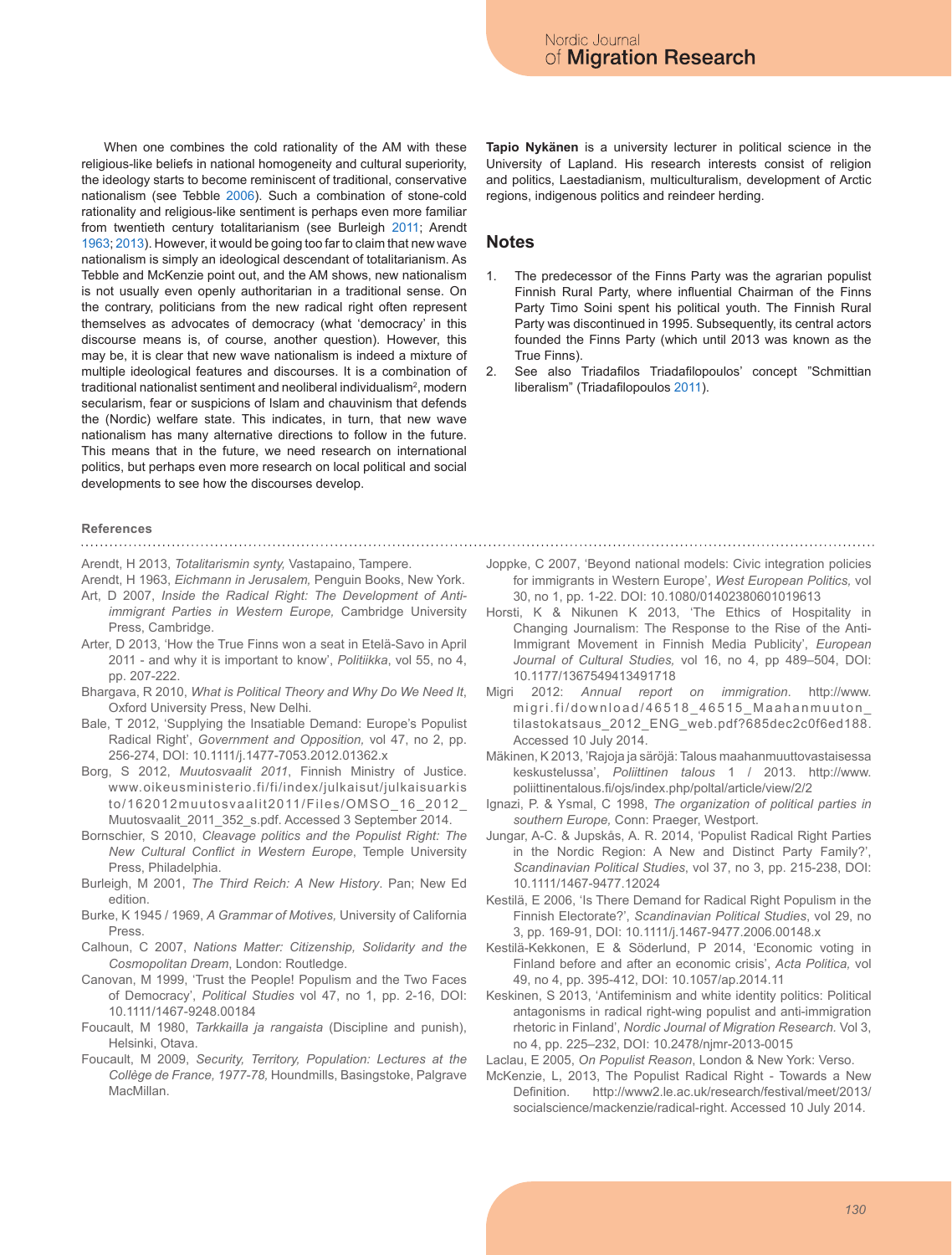When one combines the cold rationality of the AM with these religious-like beliefs in national homogeneity and cultural superiority, the ideology starts to become reminiscent of traditional, conservative nationalism (see Tebble 2006). Such a combination of stone-cold rationality and religious-like sentiment is perhaps even more familiar from twentieth century totalitarianism (see Burleigh 2011; Arendt 1963; 2013). However, it would be going too far to claim that new wave nationalism is simply an ideological descendant of totalitarianism. As Tebble and McKenzie point out, and the AM shows, new nationalism is not usually even openly authoritarian in a traditional sense. On the contrary, politicians from the new radical right often represent themselves as advocates of democracy (what 'democracy' in this discourse means is, of course, another question). However, this may be, it is clear that new wave nationalism is indeed a mixture of multiple ideological features and discourses. It is a combination of traditional nationalist sentiment and neoliberal individualism[2], modern secularism, fear or suspicions of Islam and chauvinism that defends the (Nordic) welfare state. This indicates, in turn, that new wave nationalism has many alternative directions to follow in the future. This means that in the future, we need research on international politics, but perhaps even more research on local political and social developments to see how the discourses develop.

**Tapio Nykänen** is a university lecturer in political science in the University of Lapland. His research interests consist of religion and politics, Laestadianism, multiculturalism, development of Arctic regions, indigenous politics and reindeer herding.

## Notes

1. The predecessor of the Finns Party was the agrarian populist Finnish Rural Party, where influential Chairman of the Finns Party Timo Soini spent his political youth. The Finnish Rural Party was discontinued in 1995. Subsequently, its central actors founded the Finns Party (which until 2013 was known as the True Finns).
2. See also Triadafilos Triadafilopoulos' concept "Schmittian liberalism" (Triadafilopoulos 2011).

### References

Arendt, H 2013, *Totalitarismin synty,* Vastapaino, Tampere.

Arendt, H 1963, *Eichmann in Jerusalem,* Penguin Books, New York.

Art, D 2007, *Inside the Radical Right: The Development of Anti-immigrant Parties in Western Europe,* Cambridge University Press, Cambridge.

Arter, D 2013, 'How the True Finns won a seat in Etelä-Savo in April 2011 - and why it is important to know', *Politiikka*, vol 55, no 4, pp. 207-222.

Bhargava, R 2010, *What is Political Theory and Why Do We Need It*, Oxford University Press, New Delhi.

Bale, T 2012, 'Supplying the Insatiable Demand: Europe's Populist Radical Right', *Government and Opposition,* vol 47, no 2, pp. 256-274, DOI: 10.1111/j.1477-7053.2012.01362.x

Borg, S 2012, *Muutosvaalit 2011*, Finnish Ministry of Justice. www.oikeusministerio.fi/fi/index/julkaisut/julkaisuarkisto/162012muutosvaalit2011/Files/OMSO_16_2012_Muutosvaalit_2011_352_s.pdf. Accessed 3 September 2014.

Bornschier, S 2010, *Cleavage politics and the Populist Right: The New Cultural Conflict in Western Europe*, Temple University Press, Philadelphia.

Burleigh, M 2001, *The Third Reich: A New History*. Pan; New Ed edition.

Burke, K 1945 / 1969, *A Grammar of Motives,* University of California Press.

Calhoun, C 2007, *Nations Matter: Citizenship, Solidarity and the Cosmopolitan Dream*, London: Routledge.

Canovan, M 1999, 'Trust the People! Populism and the Two Faces of Democracy', *Political Studies* vol 47, no 1, pp. 2-16, DOI: 10.1111/1467-9248.00184

Foucault, M 1980, *Tarkkailla ja rangaista* (Discipline and punish), Helsinki, Otava.

Foucault, M 2009, *Security, Territory, Population: Lectures at the Collège de France, 1977-78,* Houndmills, Basingstoke, Palgrave MacMillan.

Joppke, C 2007, 'Beyond national models: Civic integration policies for immigrants in Western Europe', *West European Politics,* vol 30, no 1, pp. 1-22. DOI: 10.1080/01402380601019613

Horsti, K & Nikunen K 2013, 'The Ethics of Hospitality in Changing Journalism: The Response to the Rise of the Anti-Immigrant Movement in Finnish Media Publicity', *European Journal of Cultural Studies,* vol 16, no 4, pp 489–504, DOI: 10.1177/1367549413491718

Migri 2012: *Annual report on immigration*. http://www.migri.fi/download/46518_46515_Maahanmuuton_tilastokatsaus_2012_ENG_web.pdf?685dec2c0f6ed188. Accessed 10 July 2014.

Mäkinen, K 2013, 'Rajoja ja säröjä: Talous maahanmuuttovastaisessa keskustelussa', *Poliittinen talous* 1 / 2013. http://www.poliittinentalous.fi/ojs/index.php/poltal/article/view/2/2

Ignazi, P. & Ysmal, C 1998, *The organization of political parties in southern Europe,* Conn: Praeger, Westport.

Jungar, A.-C. & Jupskås, A. R. 2014, 'Populist Radical Right Parties in the Nordic Region: A New and Distinct Party Family?', *Scandinavian Political Studies*, vol 37, no 3, pp. 215-238, DOI: 10.1111/1467-9477.12024

Kestilä, E 2006, 'Is There Demand for Radical Right Populism in the Finnish Electorate?', *Scandinavian Political Studies*, vol 29, no 3, pp. 169-91, DOI: 10.1111/j.1467-9477.2006.00148.x

Kestilä-Kekkonen, E & Söderlund, P 2014, 'Economic voting in Finland before and after an economic crisis', *Acta Politica,* vol 49, no 4, pp. 395-412, DOI: 10.1057/ap.2014.11

Keskinen, S 2013, 'Antifeminism and white identity politics: Political antagonisms in radical right-wing populist and anti-immigration rhetoric in Finland', *Nordic Journal of Migration Research.* Vol 3, no 4, pp. 225–232, DOI: 10.2478/njmr-2013-0015

Laclau, E 2005, *On Populist Reason*, London & New York: Verso.

McKenzie, L, 2013, The Populist Radical Right - Towards a New Definition. http://www2.le.ac.uk/research/festival/meet/2013/socialscience/mackenzie/radical-right. Accessed 10 July 2014.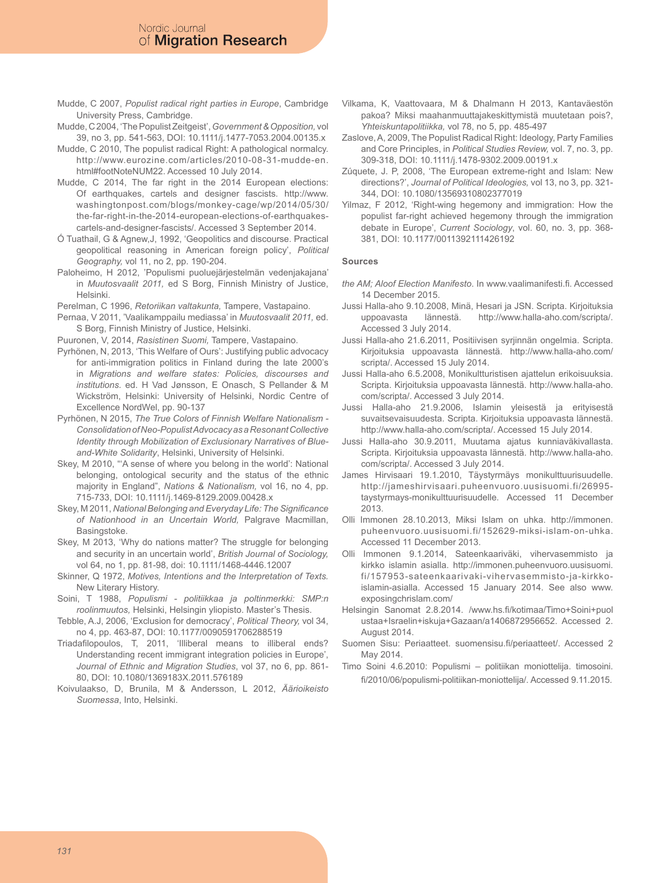Mudde, C 2007, *Populist radical right parties in Europe*, Cambridge University Press, Cambridge.

Mudde, C 2004, 'The Populist Zeitgeist', *Government & Opposition,* vol 39, no 3, pp. 541-563, DOI: 10.1111/j.1477-7053.2004.00135.x

Mudde, C 2010, The populist radical Right: A pathological normalcy. http://www.eurozine.com/articles/2010-08-31-mudde-en.html#footNoteNUM22. Accessed 10 July 2014.

Mudde, C 2014, The far right in the 2014 European elections: Of earthquakes, cartels and designer fascists. http://www.washingtonpost.com/blogs/monkey-cage/wp/2014/05/30/the-far-right-in-the-2014-european-elections-of-earthquakes-cartels-and-designer-fascists/. Accessed 3 September 2014.

Ó Tuathail, G & Agnew,J, 1992, 'Geopolitics and discourse. Practical geopolitical reasoning in American foreign policy', *Political Geography,* vol 11, no 2, pp. 190-204.

Paloheimo, H 2012, 'Populismi puoluejärjestelmän vedenjakajana' in *Muutosvaalit 2011,* ed S Borg, Finnish Ministry of Justice, Helsinki.

Perelman, C 1996, *Retoriikan valtakunta,* Tampere, Vastapaino.

Pernaa, V 2011, 'Vaalikamppailu mediassa' in *Muutosvaalit 2011*, ed. S Borg, Finnish Ministry of Justice, Helsinki.

Puuronen, V, 2014, *Rasistinen Suomi,* Tampere, Vastapaino.

Pyrhönen, N, 2013, 'This Welfare of Ours': Justifying public advocacy for anti-immigration politics in Finland during the late 2000's in *Migrations and welfare states: Policies, discourses and institutions*. ed. H Vad Jønsson, E Onasch, S Pellander & M Wickström, Helsinki: University of Helsinki, Nordic Centre of Excellence NordWel, pp. 90-137

Pyrhönen, N 2015, *The True Colors of Finnish Welfare Nationalism - Consolidation of Neo-Populist Advocacy as a Resonant Collective Identity through Mobilization of Exclusionary Narratives of Blue-and-White Solidarity*, Helsinki, University of Helsinki.

Skey, M 2010, "'A sense of where you belong in the world': National belonging, ontological security and the status of the ethnic majority in England", *Nations & Nationalism,* vol 16, no 4, pp. 715-733, DOI: 10.1111/j.1469-8129.2009.00428.x

Skey, M 2011, *National Belonging and Everyday Life: The Significance of Nationhood in an Uncertain World,* Palgrave Macmillan, Basingstoke.

Skey, M 2013, 'Why do nations matter? The struggle for belonging and security in an uncertain world', *British Journal of Sociology,* vol 64, no 1, pp. 81-98, doi: 10.1111/1468-4446.12007

Skinner, Q 1972, *Motives, Intentions and the Interpretation of Texts.* New Literary History.

Soini, T 1988, *Populismi - politiikkaa ja poltinmerkki: SMP:n roolinmuutos,* Helsinki, Helsingin yliopisto. Master's Thesis.

Tebble, A.J, 2006, 'Exclusion for democracy', *Political Theory,* vol 34, no 4, pp. 463-87, DOI: 10.1177/0090591706288519

Triadafilopoulos, T, 2011, 'Illiberal means to illiberal ends? Understanding recent immigrant integration policies in Europe', *Journal of Ethnic and Migration Studies*, vol 37, no 6, pp. 861-80, DOI: 10.1080/1369183X.2011.576189

Koivulaakso, D, Brunila, M & Andersson, L 2012, *Äärioikeisto Suomessa*, Into, Helsinki.

Vilkama, K, Vaattovaara, M & Dhalmann H 2013, Kantaväestön pakoa? Miksi maahanmuuttajakeskittymistä muutetaan pois?, *Yhteiskuntapolitiikka,* vol 78, no 5, pp. 485-497

Zaslove, A, 2009, The Populist Radical Right: Ideology, Party Families and Core Principles, in *Political Studies Review,* vol. 7, no. 3, pp. 309-318, DOI: 10.1111/j.1478-9302.2009.00191.x

Zúquete, J. P, 2008, 'The European extreme-right and Islam: New directions?', *Journal of Political Ideologies,* vol 13, no 3, pp. 321-344, DOI: 10.1080/13569310802377019

Yilmaz, F 2012, 'Right-wing hegemony and immigration: How the populist far-right achieved hegemony through the immigration debate in Europe', *Current Sociology*, vol. 60, no. 3, pp. 368-381, DOI: 10.1177/0011392111426192

## Sources

*the AM; Aloof Election Manifesto*. In www.vaalimanifesti.fi. Accessed 14 December 2015.

Jussi Halla-aho 9.10.2008, Minä, Hesari ja JSN. Scripta. Kirjoituksia uppoavasta lännestä. http://www.halla-aho.com/scripta/. Accessed 3 July 2014.

Jussi Halla-aho 21.6.2011, Positiivisen syrjinnän ongelmia. Scripta. Kirjoituksia uppoavasta lännestä. http://www.halla-aho.com/scripta/. Accessed 15 July 2014.

Jussi Halla-aho 6.5.2008, Monikultturistisen ajattelun erikoisuuksia. Scripta. Kirjoituksia uppoavasta lännestä. http://www.halla-aho.com/scripta/. Accessed 3 July 2014.

Jussi Halla-aho 21.9.2006, Islamin yleisestä ja erityisestä suvaitsevaisuudesta. Scripta. Kirjoituksia uppoavasta lännestä. http://www.halla-aho.com/scripta/. Accessed 15 July 2014.

Jussi Halla-aho 30.9.2011, Muutama ajatus kunniaväkivallasta. Scripta. Kirjoituksia uppoavasta lännestä. http://www.halla-aho.com/scripta/. Accessed 3 July 2014.

James Hirvisaari 19.1.2010, Täystyrmäys monikulttuurisuudelle. http://jameshirvisaari.puheenvuoro.uusisuomi.fi/26995-taystyrmays-monikulttuurisuudelle. Accessed 11 December 2013.

Olli Immonen 28.10.2013, Miksi Islam on uhka. http://immonen.puheenvuoro.uusisuomi.fi/152629-miksi-islam-on-uhka. Accessed 11 December 2013.

Olli Immonen 9.1.2014, Sateenkaariväki, vihervasemmisto ja kirkko islamin asialla. http://immonen.puheenvuoro.uusisuomi.fi/157953-sateenkaarivaki-vihervasemmisto-ja-kirkko-islamin-asialla. Accessed 15 January 2014. See also www.exposingchrislam.com/

Helsingin Sanomat 2.8.2014. /www.hs.fi/kotimaa/Timo+Soini+puolustaa+Israelin+iskuja+Gazaan/a1406872956652. Accessed 2. August 2014.

Suomen Sisu: Periaatteet. suomensisu.fi/periaatteet/. Accessed 2 May 2014.

Timo Soini 4.6.2010: Populismi – politiikan moniottelija. timosoini.fi/2010/06/populismi-politiikan-moniottelija/. Accessed 9.11.2015.